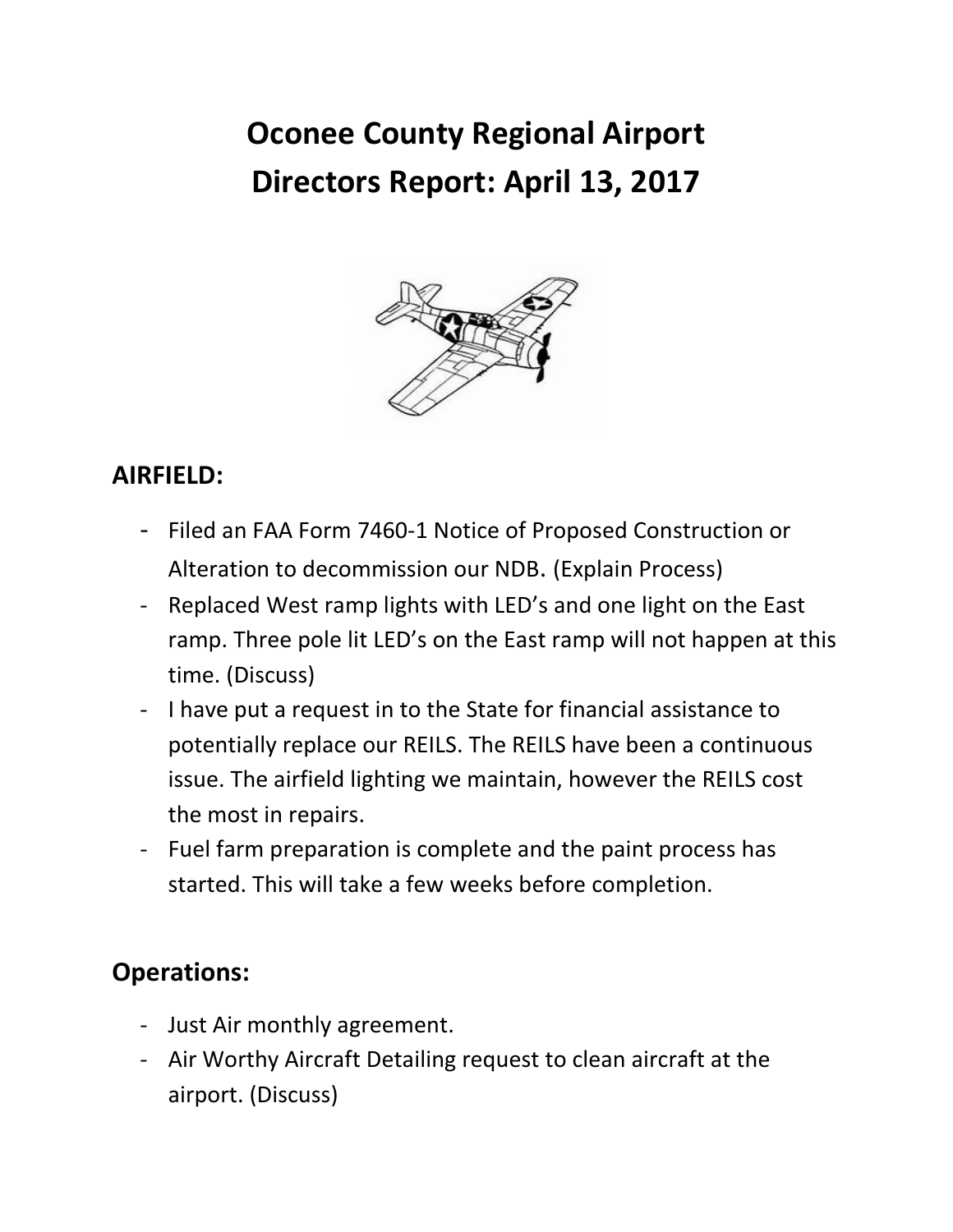# Oconee County Regional Airport
# Directors Report: April 13, 2017

## AIRFIELD:

- Filed an FAA Form 7460-1 Notice of Proposed Construction or Alteration to decommission our NDB. (Explain Process)
- Replaced West ramp lights with LED's and one light on the East ramp. Three pole lit LED's on the East ramp will not happen at this time. (Discuss)
- I have put a request in to the State for financial assistance to potentially replace our REILS. The REILS have been a continuous issue. The airfield lighting we maintain, however the REILS cost the most in repairs.
- Fuel farm preparation is complete and the paint process has started. This will take a few weeks before completion.

## Operations:

- Just Air monthly agreement.
- Air Worthy Aircraft Detailing request to clean aircraft at the airport. (Discuss)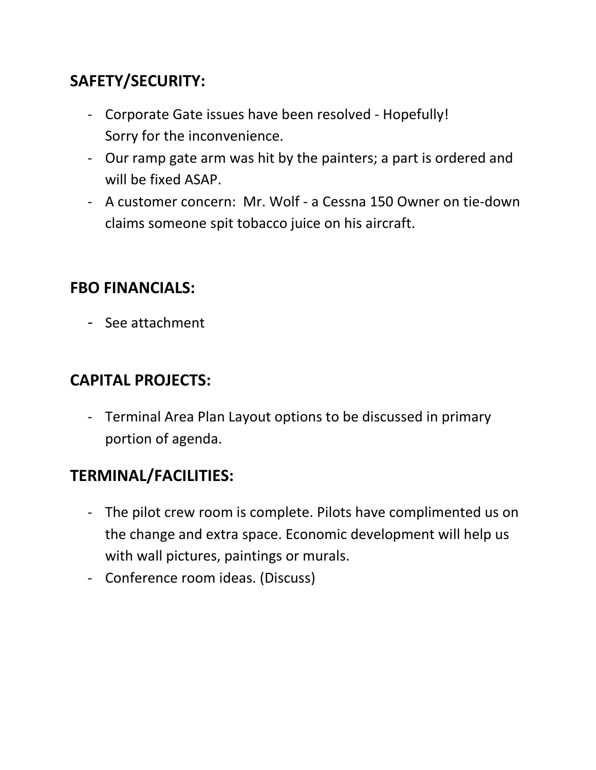## SAFETY/SECURITY:

- Corporate Gate issues have been resolved - Hopefully!
  Sorry for the inconvenience.
- Our ramp gate arm was hit by the painters; a part is ordered and will be fixed ASAP.
- A customer concern: Mr. Wolf - a Cessna 150 Owner on tie-down claims someone spit tobacco juice on his aircraft.

## FBO FINANCIALS:

- See attachment

## CAPITAL PROJECTS:

- Terminal Area Plan Layout options to be discussed in primary portion of agenda.

## TERMINAL/FACILITIES:

- The pilot crew room is complete. Pilots have complimented us on the change and extra space. Economic development will help us with wall pictures, paintings or murals.
- Conference room ideas. (Discuss)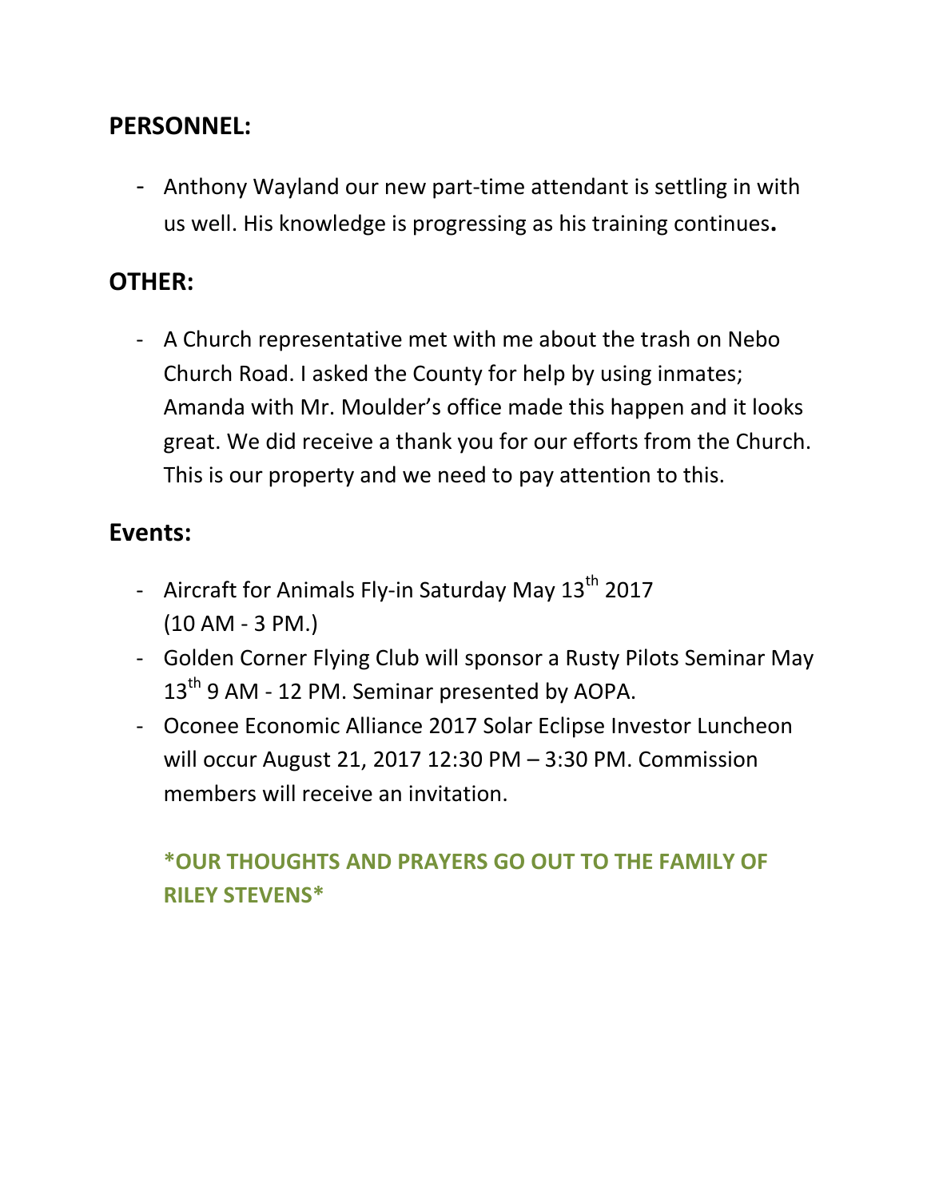## PERSONNEL:

- Anthony Wayland our new part-time attendant is settling in with us well. His knowledge is progressing as his training continues**.**

## OTHER:

- A Church representative met with me about the trash on Nebo Church Road. I asked the County for help by using inmates; Amanda with Mr. Moulder's office made this happen and it looks great. We did receive a thank you for our efforts from the Church. This is our property and we need to pay attention to this.

## Events:

- Aircraft for Animals Fly-in Saturday May 13th 2017 (10 AM - 3 PM.)
- Golden Corner Flying Club will sponsor a Rusty Pilots Seminar May 13th 9 AM - 12 PM. Seminar presented by AOPA.
- Oconee Economic Alliance 2017 Solar Eclipse Investor Luncheon will occur August 21, 2017 12:30 PM – 3:30 PM. Commission members will receive an invitation.

**\*OUR THOUGHTS AND PRAYERS GO OUT TO THE FAMILY OF RILEY STEVENS\***